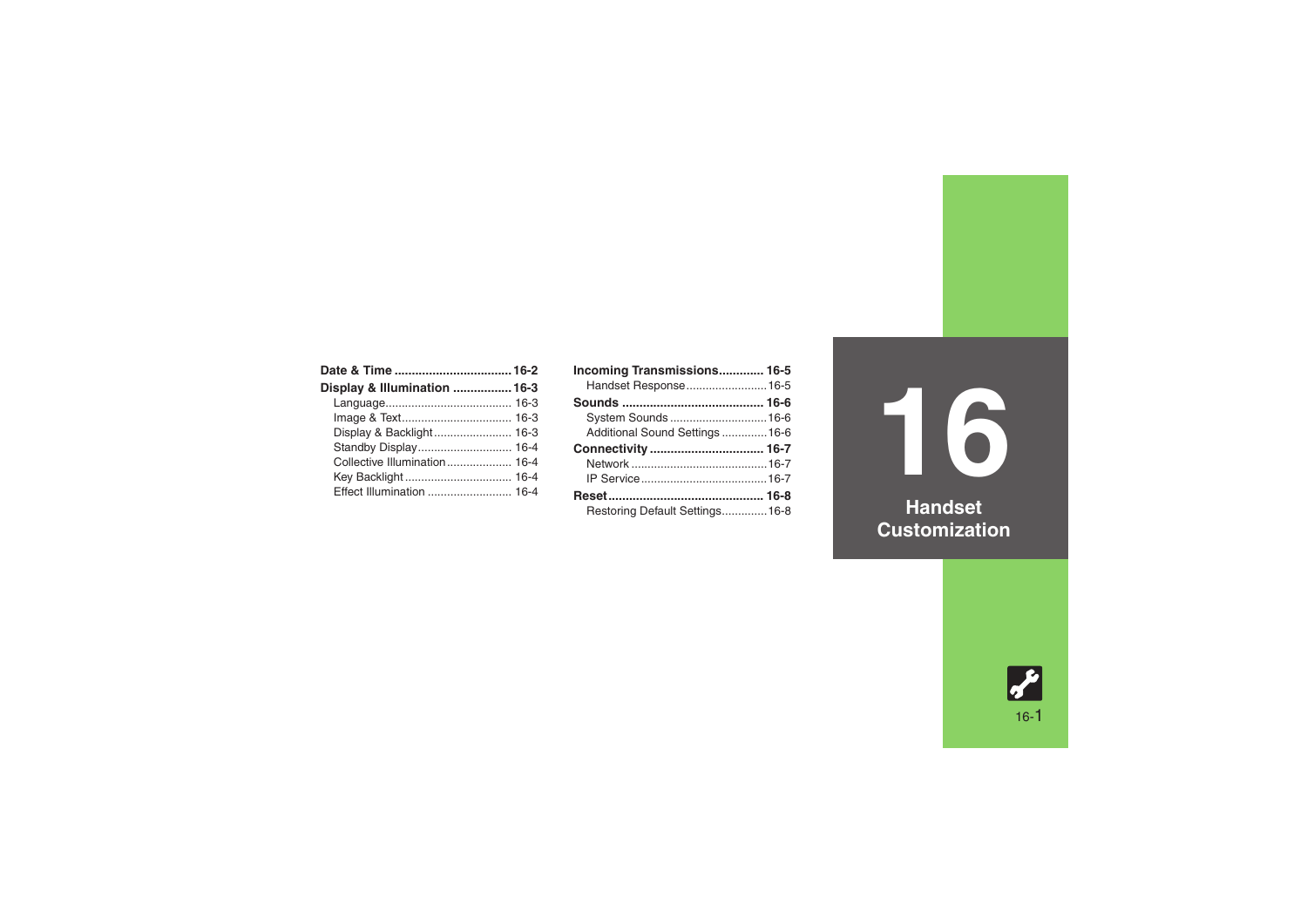# 16 Handset Customization

**Date & Time** .................................. **16-2**

**Display & Illumination** ................. **16-3**

- Language ....................................... 16-3
- Image & Text .................................. 16-3
- Display & Backlight ........................ 16-3
- Standby Display ............................. 16-4
- Collective Illumination .................... 16-4
- Key Backlight ................................. 16-4
- Effect Illumination .......................... 16-4

**Incoming Transmissions** ............. **16-5**

- Handset Response ......................... 16-5

**Sounds** ......................................... **16-6**

- System Sounds .............................. 16-6
- Additional Sound Settings .............. 16-6

**Connectivity** ................................. **16-7**

- Network .......................................... 16-7
- IP Service ....................................... 16-7

**Reset** ............................................. **16-8**

- Restoring Default Settings .............. 16-8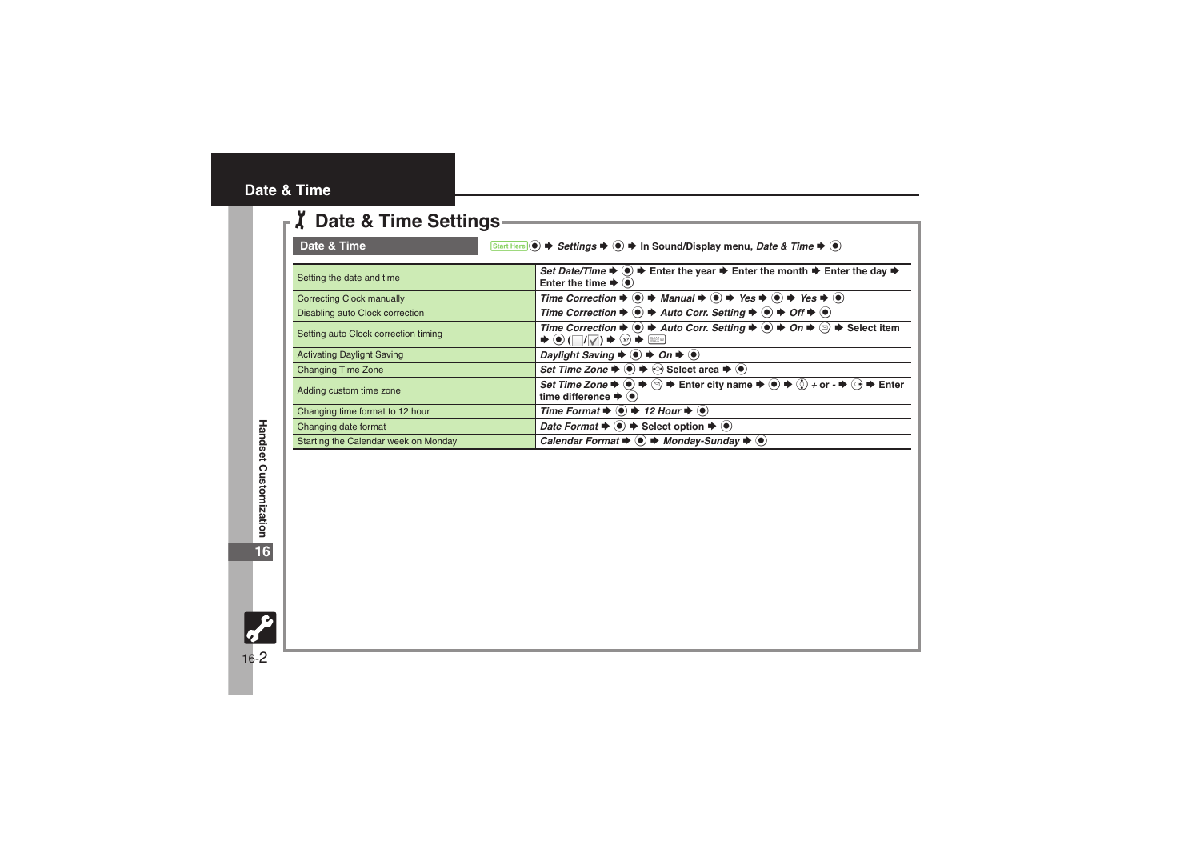# Date & Time

## Date & Time Settings

**Date & Time** — Start Here ● ➡ *Settings* ➡ ● ➡ In Sound/Display menu, *Date & Time* ➡ ●

| | |
|---|---|
| Setting the date and time | *Set Date/Time* ➡ ● ➡ Enter the year ➡ Enter the month ➡ Enter the day ➡ Enter the time ➡ ● |
| Correcting Clock manually | *Time Correction* ➡ ● ➡ *Manual* ➡ ● ➡ *Yes* ➡ ● ➡ *Yes* ➡ ● |
| Disabling auto Clock correction | *Time Correction* ➡ ● ➡ *Auto Corr. Setting* ➡ ● ➡ *Off* ➡ ● |
| Setting auto Clock correction timing | *Time Correction* ➡ ● ➡ *Auto Corr. Setting* ➡ ● ➡ *On* ➡ ✉ ➡ Select item ➡ ● (☐/☑) ➡ Y! ➡ CLEAR |
| Activating Daylight Saving | *Daylight Saving* ➡ ● ➡ *On* ➡ ● |
| Changing Time Zone | *Set Time Zone* ➡ ● ➡ ◈ Select area ➡ ● |
| Adding custom time zone | *Set Time Zone* ➡ ● ➡ ✉ ➡ Enter city name ➡ ● ➡ ◈ + or - ➡ ◈ ➡ Enter time difference ➡ ● |
| Changing time format to 12 hour | *Time Format* ➡ ● ➡ *12 Hour* ➡ ● |
| Changing date format | *Date Format* ➡ ● ➡ Select option ➡ ● |
| Starting the Calendar week on Monday | *Calendar Format* ➡ ● ➡ *Monday-Sunday* ➡ ● |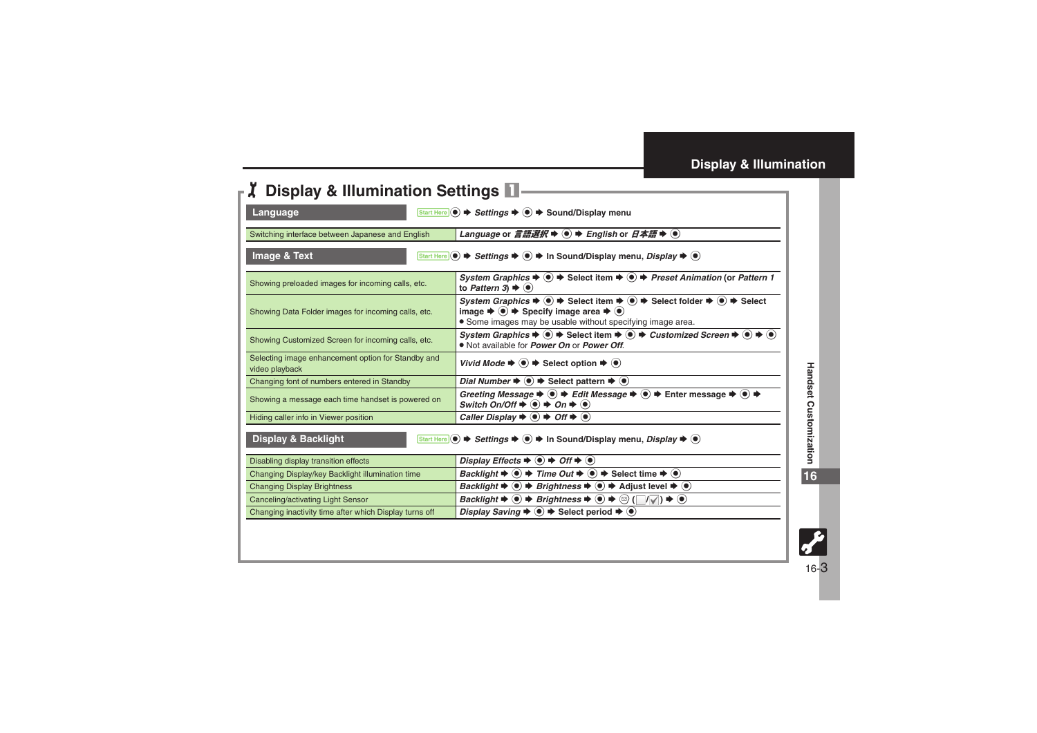# Display & Illumination Settings 1

## Language

Start Here ● ➡ *Settings* ➡ ● ➡ Sound/Display menu

| | |
|---|---|
| Switching interface between Japanese and English | *Language* or *言語選択* ➡ ● ➡ *English* or *日本語* ➡ ● |

## Image & Text

Start Here ● ➡ *Settings* ➡ ● ➡ In Sound/Display menu, *Display* ➡ ●

| | |
|---|---|
| Showing preloaded images for incoming calls, etc. | *System Graphics* ➡ ● ➡ Select item ➡ ● ➡ *Preset Animation* (or *Pattern 1* to *Pattern 3*) ➡ ● |
| Showing Data Folder images for incoming calls, etc. | *System Graphics* ➡ ● ➡ Select item ➡ ● ➡ Select folder ➡ ● ➡ Select image ➡ ● ➡ Specify image area ➡ ●<br>● Some images may be usable without specifying image area. |
| Showing Customized Screen for incoming calls, etc. | *System Graphics* ➡ ● ➡ Select item ➡ ● ➡ *Customized Screen* ➡ ● ➡ ●<br>● Not available for *Power On* or *Power Off*. |
| Selecting image enhancement option for Standby and video playback | *Vivid Mode* ➡ ● ➡ Select option ➡ ● |
| Changing font of numbers entered in Standby | *Dial Number* ➡ ● ➡ Select pattern ➡ ● |
| Showing a message each time handset is powered on | *Greeting Message* ➡ ● ➡ *Edit Message* ➡ ● ➡ Enter message ➡ ● ➡ *Switch On/Off* ➡ ● ➡ *On* ➡ ● |
| Hiding caller info in Viewer position | *Caller Display* ➡ ● ➡ *Off* ➡ ● |

## Display & Backlight

Start Here ● ➡ *Settings* ➡ ● ➡ In Sound/Display menu, *Display* ➡ ●

| | |
|---|---|
| Disabling display transition effects | *Display Effects* ➡ ● ➡ *Off* ➡ ● |
| Changing Display/key Backlight illumination time | *Backlight* ➡ ● ➡ *Time Out* ➡ ● ➡ Select time ➡ ● |
| Changing Display Brightness | *Backlight* ➡ ● ➡ *Brightness* ➡ ● ➡ Adjust level ➡ ● |
| Canceling/activating Light Sensor | *Backlight* ➡ ● ➡ *Brightness* ➡ ● ➡ ✉ (☐/☑) ➡ ● |
| Changing inactivity time after which Display turns off | *Display Saving* ➡ ● ➡ Select period ➡ ● |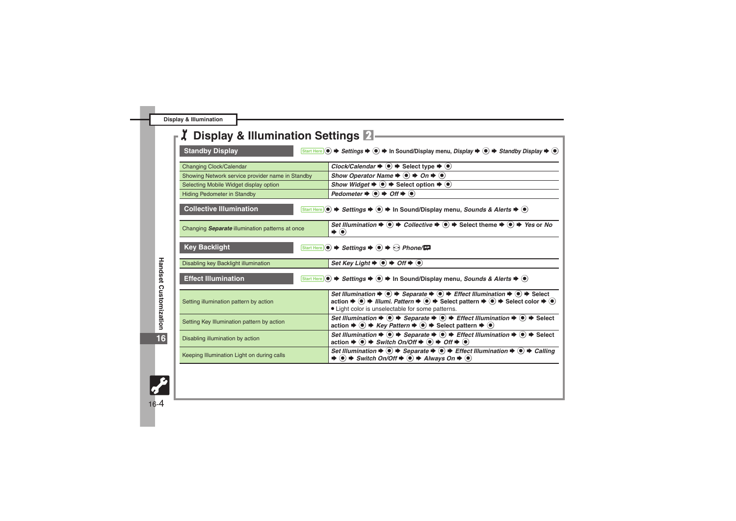# Display & Illumination Settings

## Standby Display

Start Here ● ➡ *Settings* ➡ ● ➡ In Sound/Display menu, *Display* ➡ ● ➡ *Standby Display* ➡ ●

| | |
|---|---|
| Changing Clock/Calendar | *Clock/Calendar* ➡ ● ➡ Select type ➡ ● |
| Showing Network service provider name in Standby | *Show Operator Name* ➡ ● ➡ *On* ➡ ● |
| Selecting Mobile Widget display option | *Show Widget* ➡ ● ➡ Select option ➡ ● |
| Hiding Pedometer in Standby | *Pedometer* ➡ ● ➡ *Off* ➡ ● |

## Collective Illumination

Start Here ● ➡ *Settings* ➡ ● ➡ In Sound/Display menu, *Sounds & Alerts* ➡ ●

| | |
|---|---|
| Changing ***Separate*** illumination patterns at once | *Set Illumination* ➡ ● ➡ *Collective* ➡ ● ➡ Select theme ➡ ● ➡ *Yes* or *No* ➡ ● |

## Key Backlight

Start Here ● ➡ *Settings* ➡ ● ➡ ⊙ *Phone/*

| | |
|---|---|
| Disabling key Backlight illumination | *Set Key Light* ➡ ● ➡ *Off* ➡ ● |

## Effect Illumination

Start Here ● ➡ *Settings* ➡ ● ➡ In Sound/Display menu, *Sounds & Alerts* ➡ ●

| | |
|---|---|
| Setting illumination pattern by action | *Set Illumination* ➡ ● ➡ *Separate* ➡ ● ➡ *Effect Illumination* ➡ ● ➡ Select action ➡ ● ➡ *Illumi. Pattern* ➡ ● ➡ Select pattern ➡ ● ➡ Select color ➡ ●<br>● Light color is unselectable for some patterns. |
| Setting Key Illumination pattern by action | *Set Illumination* ➡ ● ➡ *Separate* ➡ ● ➡ *Effect Illumination* ➡ ● ➡ Select action ➡ ● ➡ *Key Pattern* ➡ ● ➡ Select pattern ➡ ● |
| Disabling illumination by action | *Set Illumination* ➡ ● ➡ *Separate* ➡ ● ➡ *Effect Illumination* ➡ ● ➡ Select action ➡ ● ➡ *Switch On/Off* ➡ ● ➡ *Off* ➡ ● |
| Keeping Illumination Light on during calls | *Set Illumination* ➡ ● ➡ *Separate* ➡ ● ➡ *Effect Illumination* ➡ ● ➡ *Calling* ➡ ● ➡ *Switch On/Off* ➡ ● ➡ *Always On* ➡ ● |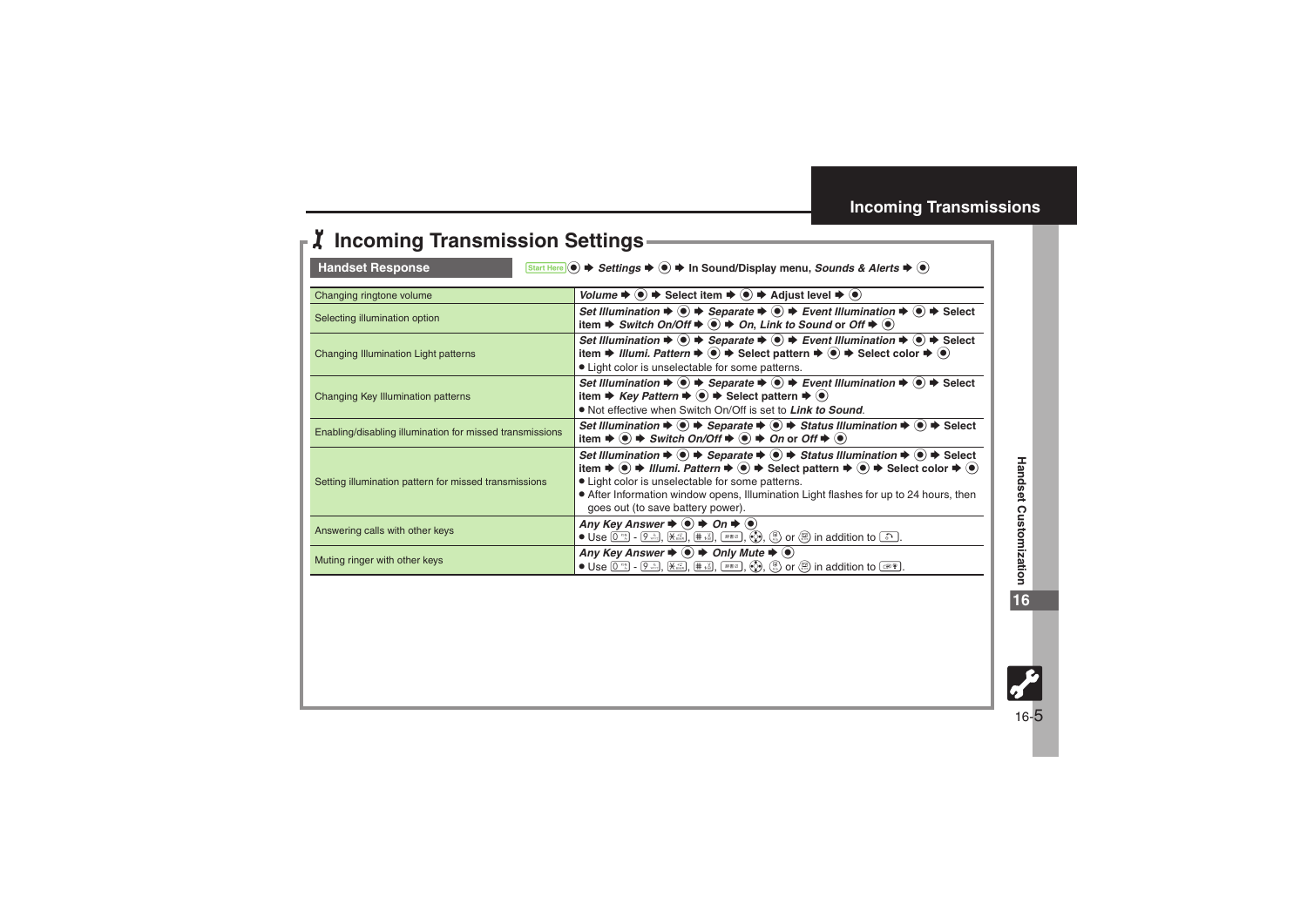# Incoming Transmission Settings

**Handset Response** — Start Here ● ➡ *Settings* ➡ ● ➡ In Sound/Display menu, *Sounds & Alerts* ➡ ●

| | |
|---|---|
| Changing ringtone volume | *Volume* ➡ ● ➡ Select item ➡ ● ➡ Adjust level ➡ ● |
| Selecting illumination option | *Set Illumination* ➡ ● ➡ *Separate* ➡ ● ➡ *Event Illumination* ➡ ● ➡ Select item ➡ *Switch On/Off* ➡ ● ➡ *On*, *Link to Sound* or *Off* ➡ ● |
| Changing Illumination Light patterns | *Set Illumination* ➡ ● ➡ *Separate* ➡ ● ➡ *Event Illumination* ➡ ● ➡ Select item ➡ *Illumi. Pattern* ➡ ● ➡ Select pattern ➡ ● ➡ Select color ➡ ●<br>● Light color is unselectable for some patterns. |
| Changing Key Illumination patterns | *Set Illumination* ➡ ● ➡ *Separate* ➡ ● ➡ *Event Illumination* ➡ ● ➡ Select item ➡ *Key Pattern* ➡ ● ➡ Select pattern ➡ ●<br>● Not effective when Switch On/Off is set to ***Link to Sound***. |
| Enabling/disabling illumination for missed transmissions | *Set Illumination* ➡ ● ➡ *Separate* ➡ ● ➡ *Status Illumination* ➡ ● ➡ Select item ➡ ● ➡ *Switch On/Off* ➡ ● ➡ *On* or *Off* ➡ ● |
| Setting illumination pattern for missed transmissions | *Set Illumination* ➡ ● ➡ *Separate* ➡ ● ➡ *Status Illumination* ➡ ● ➡ Select item ➡ ● ➡ *Illumi. Pattern* ➡ ● ➡ Select pattern ➡ ● ➡ Select color ➡ ●<br>● Light color is unselectable for some patterns.<br>● After Information window opens, Illumination Light flashes for up to 24 hours, then goes out (to save battery power). |
| Answering calls with other keys | *Any Key Answer* ➡ ● ➡ *On* ➡ ●<br>● Use 0 - 9, *, #, (key), (key), (key) or (key) in addition to (key). |
| Muting ringer with other keys | *Any Key Answer* ➡ ● ➡ *Only Mute* ➡ ●<br>● Use 0 - 9, *, #, (key), (key), (key) or (key) in addition to (key). |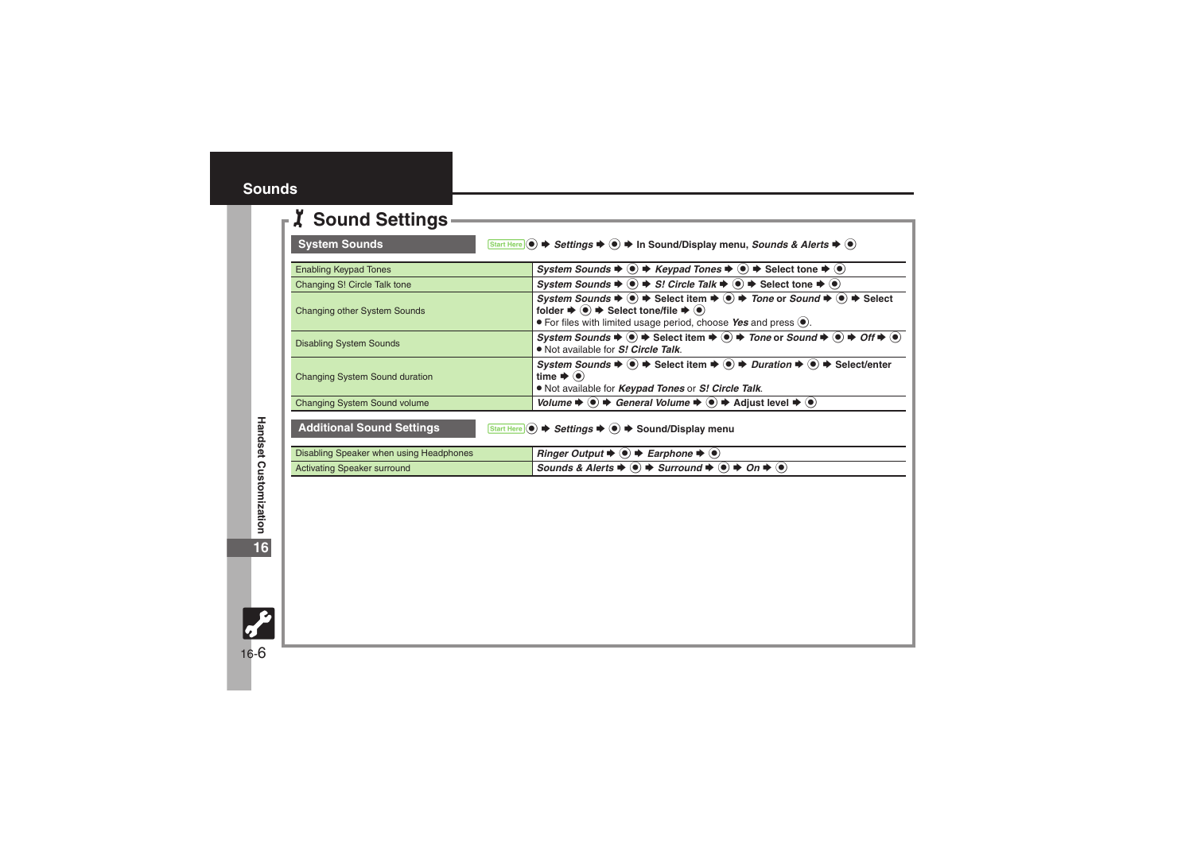# Sounds

## Sound Settings

### System Sounds

Start Here ● ➜ *Settings* ➜ ● ➜ In Sound/Display menu, *Sounds & Alerts* ➜ ●

| | |
|---|---|
| Enabling Keypad Tones | *System Sounds* ➜ ● ➜ *Keypad Tones* ➜ ● ➜ Select tone ➜ ● |
| Changing S! Circle Talk tone | *System Sounds* ➜ ● ➜ *S! Circle Talk* ➜ ● ➜ Select tone ➜ ● |
| Changing other System Sounds | *System Sounds* ➜ ● ➜ Select item ➜ ● ➜ *Tone* or *Sound* ➜ ● ➜ Select folder ➜ ● ➜ Select tone/file ➜ ●<br>● For files with limited usage period, choose *Yes* and press ●. |
| Disabling System Sounds | *System Sounds* ➜ ● ➜ Select item ➜ ● ➜ *Tone* or *Sound* ➜ ● ➜ *Off* ➜ ●<br>● Not available for *S! Circle Talk*. |
| Changing System Sound duration | *System Sounds* ➜ ● ➜ Select item ➜ ● ➜ *Duration* ➜ ● ➜ Select/enter time ➜ ●<br>● Not available for *Keypad Tones* or *S! Circle Talk*. |
| Changing System Sound volume | *Volume* ➜ ● ➜ *General Volume* ➜ ● ➜ Adjust level ➜ ● |

### Additional Sound Settings

Start Here ● ➜ *Settings* ➜ ● ➜ Sound/Display menu

| | |
|---|---|
| Disabling Speaker when using Headphones | *Ringer Output* ➜ ● ➜ *Earphone* ➜ ● |
| Activating Speaker surround | *Sounds & Alerts* ➜ ● ➜ *Surround* ➜ ● ➜ *On* ➜ ● |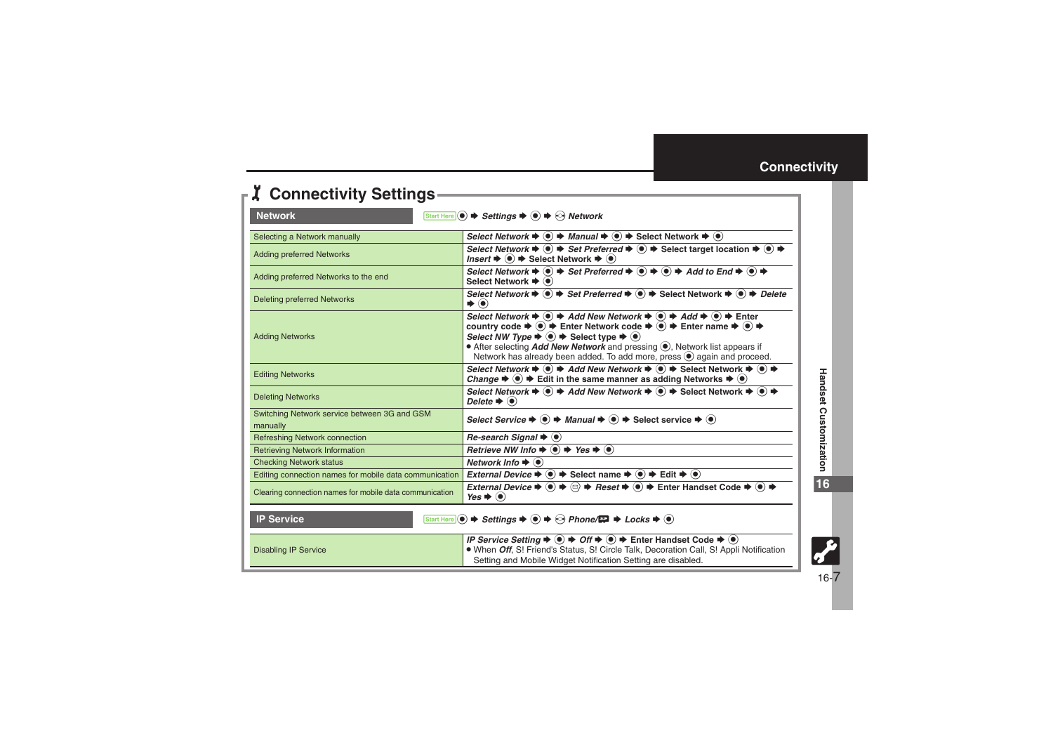# Connectivity Settings

## Network

Start Here ● ➡ *Settings* ➡ ● ➡ ◎ *Network*

| Function | Operation |
|---|---|
| Selecting a Network manually | *Select Network* ➡ ● ➡ *Manual* ➡ ● ➡ Select Network ➡ ● |
| Adding preferred Networks | *Select Network* ➡ ● ➡ *Set Preferred* ➡ ● ➡ Select target location ➡ ● ➡ *Insert* ➡ ● ➡ Select Network ➡ ● |
| Adding preferred Networks to the end | *Select Network* ➡ ● ➡ *Set Preferred* ➡ ● ➡ ● ➡ *Add to End* ➡ ● ➡ Select Network ➡ ● |
| Deleting preferred Networks | *Select Network* ➡ ● ➡ *Set Preferred* ➡ ● ➡ Select Network ➡ ● ➡ *Delete* ➡ ● |
| Adding Networks | *Select Network* ➡ ● ➡ *Add New Network* ➡ ● ➡ *Add* ➡ ● ➡ Enter country code ➡ ● ➡ Enter Network code ➡ ● ➡ Enter name ➡ ● ➡ *Select NW Type* ➡ ● ➡ Select type ➡ ●<br>• After selecting ***Add New Network*** and pressing ●, Network list appears if Network has already been added. To add more, press ● again and proceed. |
| Editing Networks | *Select Network* ➡ ● ➡ *Add New Network* ➡ ● ➡ Select Network ➡ ● ➡ *Change* ➡ ● ➡ Edit in the same manner as adding Networks ➡ ● |
| Deleting Networks | *Select Network* ➡ ● ➡ *Add New Network* ➡ ● ➡ Select Network ➡ ● ➡ *Delete* ➡ ● |
| Switching Network service between 3G and GSM manually | *Select Service* ➡ ● ➡ *Manual* ➡ ● ➡ Select service ➡ ● |
| Refreshing Network connection | *Re-search Signal* ➡ ● |
| Retrieving Network Information | *Retrieve NW Info* ➡ ● ➡ *Yes* ➡ ● |
| Checking Network status | *Network Info* ➡ ● |
| Editing connection names for mobile data communication | *External Device* ➡ ● ➡ Select name ➡ ● ➡ Edit ➡ ● |
| Clearing connection names for mobile data communication | *External Device* ➡ ● ➡ ✉ ➡ *Reset* ➡ ● ➡ Enter Handset Code ➡ ● ➡ *Yes* ➡ ● |

## IP Service

Start Here ● ➡ *Settings* ➡ ● ➡ ◎ *Phone/* ➡ *Locks* ➡ ●

| Function | Operation |
|---|---|
| Disabling IP Service | *IP Service Setting* ➡ ● ➡ *Off* ➡ ● ➡ Enter Handset Code ➡ ●<br>• When ***Off***, S! Friend's Status, S! Circle Talk, Decoration Call, S! Appli Notification Setting and Mobile Widget Notification Setting are disabled. |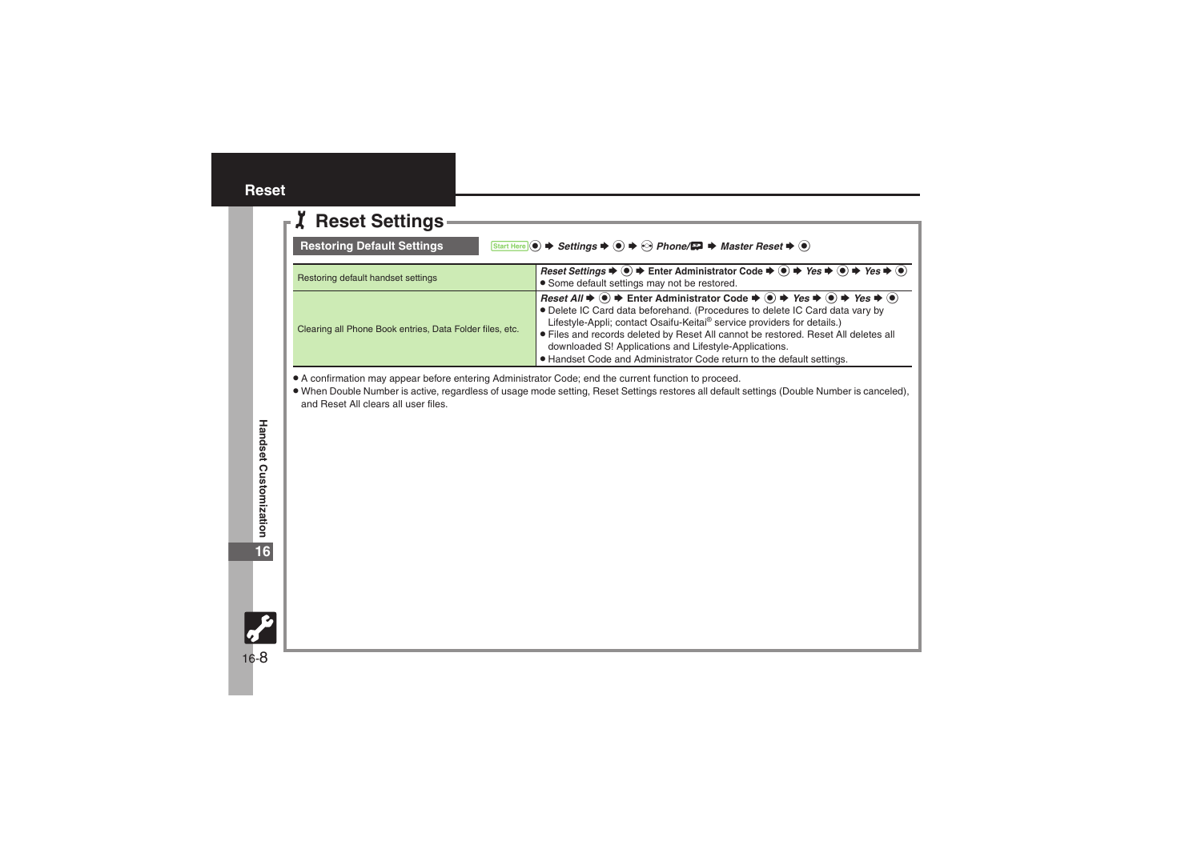# Reset

## Reset Settings

**Restoring Default Settings**

Start Here ● ➡ *Settings* ➡ ● ➡ Phone/ ➡ *Master Reset* ➡ ●

| | |
|---|---|
| Restoring default handset settings | *Reset Settings* ➡ ● ➡ Enter Administrator Code ➡ ● ➡ *Yes* ➡ ● ➡ *Yes* ➡ ●<br>● Some default settings may not be restored. |
| Clearing all Phone Book entries, Data Folder files, etc. | *Reset All* ➡ ● ➡ Enter Administrator Code ➡ ● ➡ *Yes* ➡ ● ➡ *Yes* ➡ ●<br>● Delete IC Card data beforehand. (Procedures to delete IC Card data vary by Lifestyle-Appli; contact Osaifu-Keitai® service providers for details.)<br>● Files and records deleted by Reset All cannot be restored. Reset All deletes all downloaded S! Applications and Lifestyle-Applications.<br>● Handset Code and Administrator Code return to the default settings. |

- A confirmation may appear before entering Administrator Code; end the current function to proceed.
- When Double Number is active, regardless of usage mode setting, Reset Settings restores all default settings (Double Number is canceled), and Reset All clears all user files.